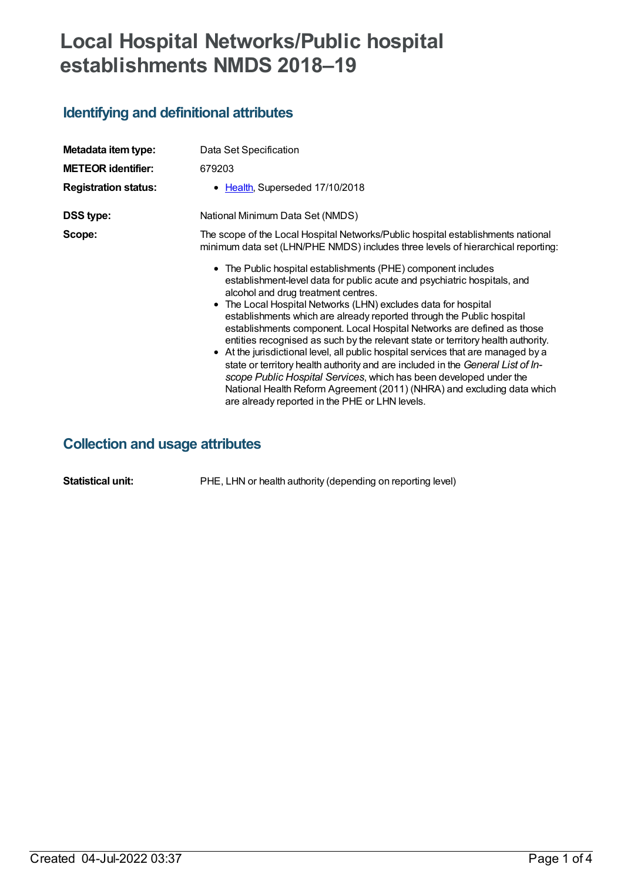# Local Hospital Networks/Public hospital establishments NMDS 2018–19

## Identifying and definitional attributes

**Metadata item type:** Data Set Specification

**METEOR identifier:** 679203

**Registration status:**

- Health, Superseded 17/10/2018

**DSS type:** National Minimum Data Set (NMDS)

**Scope:** The scope of the Local Hospital Networks/Public hospital establishments national minimum data set (LHN/PHE NMDS) includes three levels of hierarchical reporting:

- The Public hospital establishments (PHE) component includes establishment-level data for public acute and psychiatric hospitals, and alcohol and drug treatment centres.
- The Local Hospital Networks (LHN) excludes data for hospital establishments which are already reported through the Public hospital establishments component. Local Hospital Networks are defined as those entities recognised as such by the relevant state or territory health authority.
- At the jurisdictional level, all public hospital services that are managed by a state or territory health authority and are included in the *General List of In-scope Public Hospital Services*, which has been developed under the National Health Reform Agreement (2011) (NHRA) and excluding data which are already reported in the PHE or LHN levels.

## Collection and usage attributes

**Statistical unit:** PHE, LHN or health authority (depending on reporting level)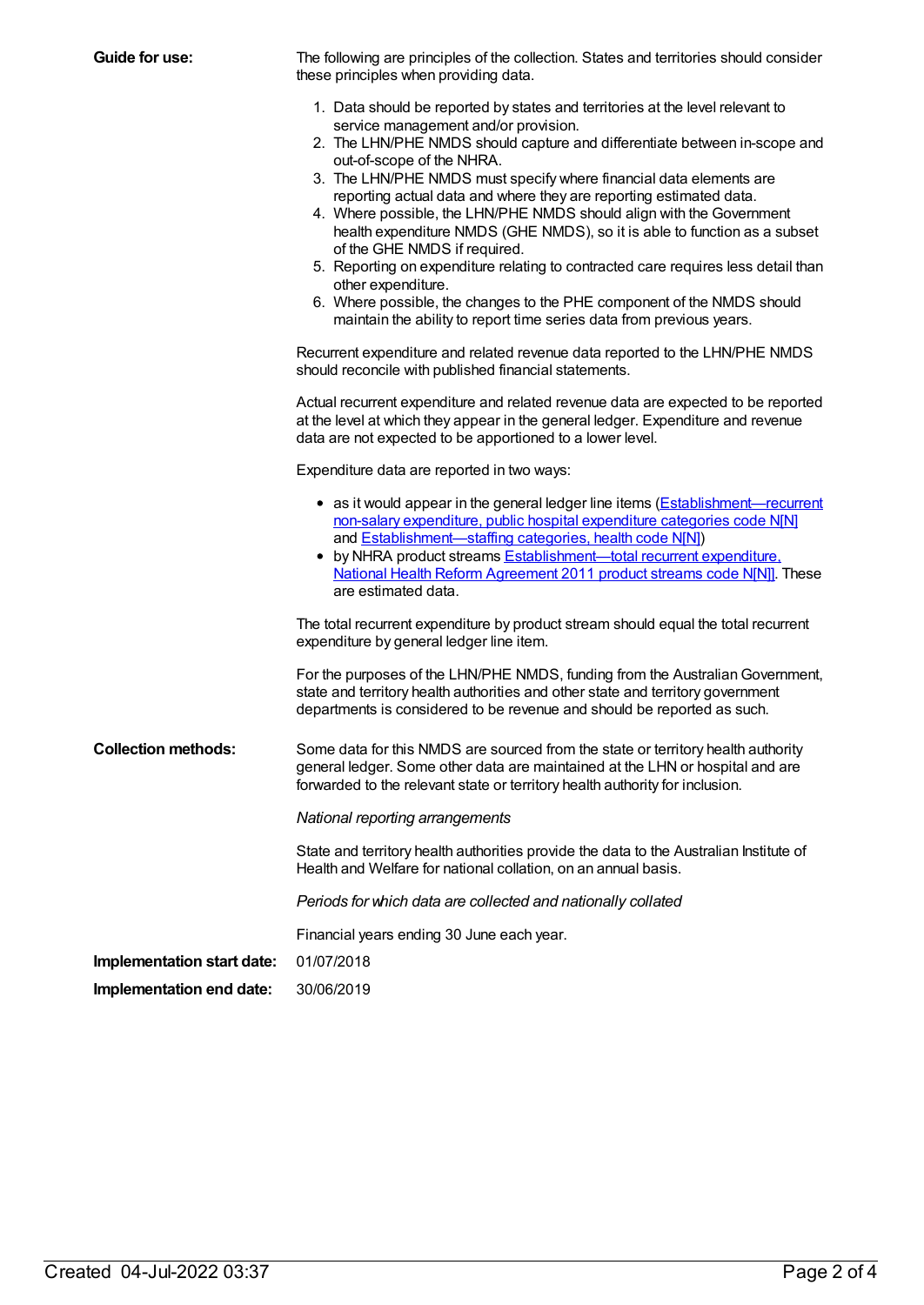**Guide for use:**

The following are principles of the collection. States and territories should consider these principles when providing data.

1. Data should be reported by states and territories at the level relevant to service management and/or provision.
2. The LHN/PHE NMDS should capture and differentiate between in-scope and out-of-scope of the NHRA.
3. The LHN/PHE NMDS must specify where financial data elements are reporting actual data and where they are reporting estimated data.
4. Where possible, the LHN/PHE NMDS should align with the Government health expenditure NMDS (GHE NMDS), so it is able to function as a subset of the GHE NMDS if required.
5. Reporting on expenditure relating to contracted care requires less detail than other expenditure.
6. Where possible, the changes to the PHE component of the NMDS should maintain the ability to report time series data from previous years.

Recurrent expenditure and related revenue data reported to the LHN/PHE NMDS should reconcile with published financial statements.

Actual recurrent expenditure and related revenue data are expected to be reported at the level at which they appear in the general ledger. Expenditure and revenue data are not expected to be apportioned to a lower level.

Expenditure data are reported in two ways:

- as it would appear in the general ledger line items (Establishment—recurrent non-salary expenditure, public hospital expenditure categories code N[N] and Establishment—staffing categories, health code N[N])
- by NHRA product streams Establishment—total recurrent expenditure, National Health Reform Agreement 2011 product streams code N[N]. These are estimated data.

The total recurrent expenditure by product stream should equal the total recurrent expenditure by general ledger line item.

For the purposes of the LHN/PHE NMDS, funding from the Australian Government, state and territory health authorities and other state and territory government departments is considered to be revenue and should be reported as such.

**Collection methods:**

Some data for this NMDS are sourced from the state or territory health authority general ledger. Some other data are maintained at the LHN or hospital and are forwarded to the relevant state or territory health authority for inclusion.

*National reporting arrangements*

State and territory health authorities provide the data to the Australian Institute of Health and Welfare for national collation, on an annual basis.

*Periods for which data are collected and nationally collated*

Financial years ending 30 June each year.

**Implementation start date:** 01/07/2018

**Implementation end date:** 30/06/2019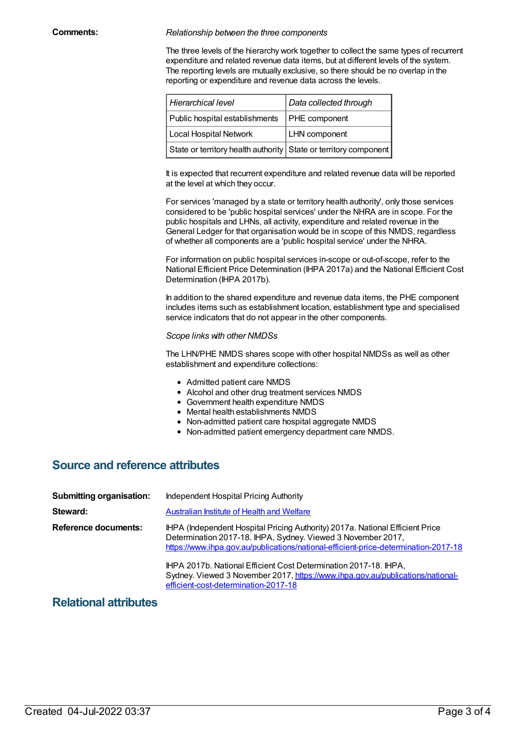**Comments:**

*Relationship between the three components*

The three levels of the hierarchy work together to collect the same types of recurrent expenditure and related revenue data items, but at different levels of the system. The reporting levels are mutually exclusive, so there should be no overlap in the reporting or expenditure and revenue data across the levels.

| *Hierarchical level* | *Data collected through* |
|---|---|
| Public hospital establishments | PHE component |
| Local Hospital Network | LHN component |
| State or territory health authority | State or territory component |

It is expected that recurrent expenditure and related revenue data will be reported at the level at which they occur.

For services 'managed by a state or territory health authority', only those services considered to be 'public hospital services' under the NHRA are in scope. For the public hospitals and LHNs, all activity, expenditure and related revenue in the General Ledger for that organisation would be in scope of this NMDS, regardless of whether all components are a 'public hospital service' under the NHRA.

For information on public hospital services in-scope or out-of-scope, refer to the National Efficient Price Determination (IHPA 2017a) and the National Efficient Cost Determination (IHPA 2017b).

In addition to the shared expenditure and revenue data items, the PHE component includes items such as establishment location, establishment type and specialised service indicators that do not appear in the other components.

*Scope links with other NMDSs*

The LHN/PHE NMDS shares scope with other hospital NMDSs as well as other establishment and expenditure collections:

- Admitted patient care NMDS
- Alcohol and other drug treatment services NMDS
- Government health expenditure NMDS
- Mental health establishments NMDS
- Non-admitted patient care hospital aggregate NMDS
- Non-admitted patient emergency department care NMDS.

## Source and reference attributes

**Submitting organisation:** Independent Hospital Pricing Authority

**Steward:** Australian Institute of Health and Welfare

**Reference documents:** IHPA (Independent Hospital Pricing Authority) 2017a. National Efficient Price Determination 2017-18. IHPA, Sydney. Viewed 3 November 2017, https://www.ihpa.gov.au/publications/national-efficient-price-determination-2017-18

IHPA 2017b. National Efficient Cost Determination 2017-18. IHPA, Sydney. Viewed 3 November 2017, https://www.ihpa.gov.au/publications/national-efficient-cost-determination-2017-18

## Relational attributes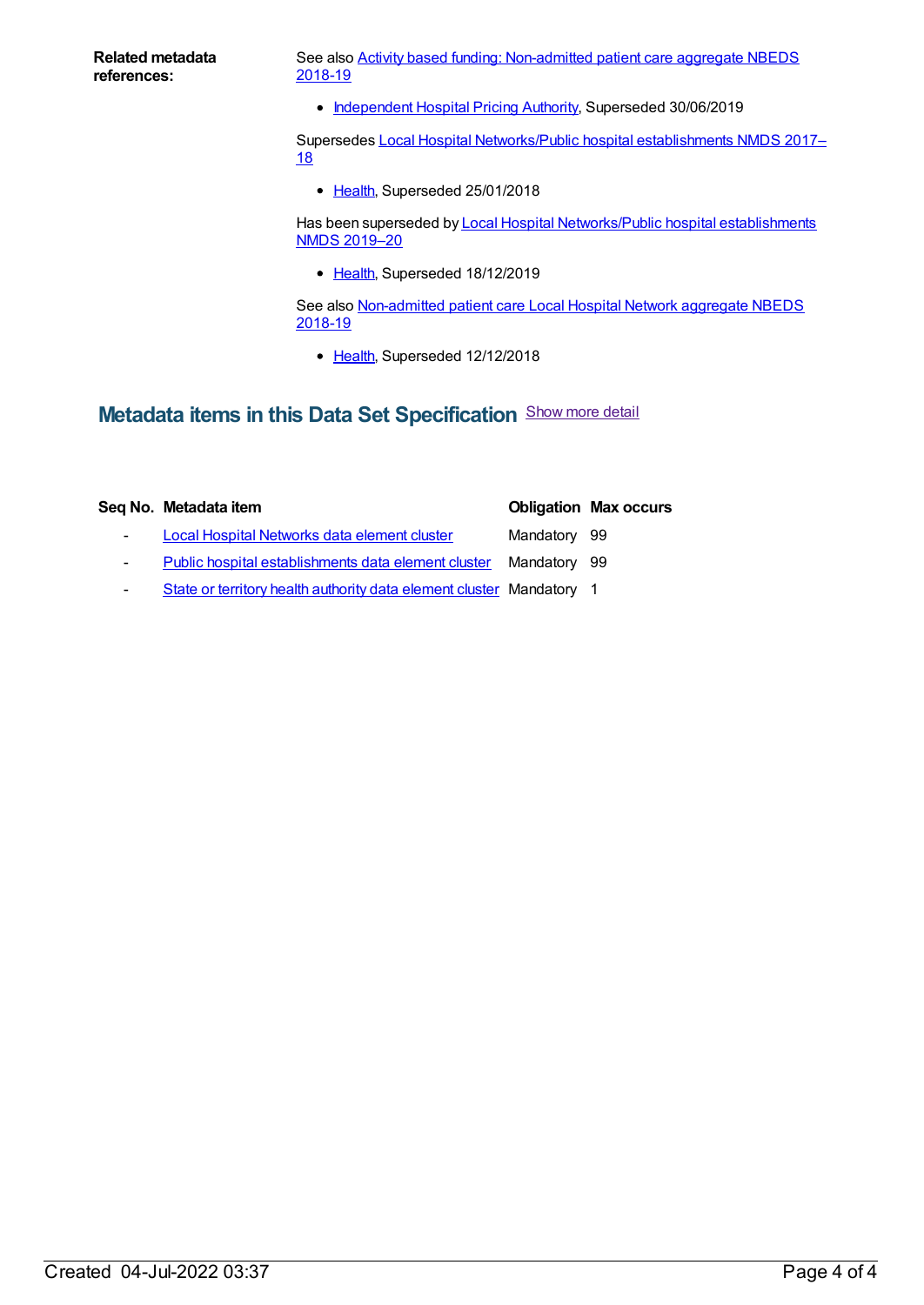**Related metadata references:**

See also Activity based funding: Non-admitted patient care aggregate NBEDS 2018-19

- Independent Hospital Pricing Authority, Superseded 30/06/2019

Supersedes Local Hospital Networks/Public hospital establishments NMDS 2017–18

- Health, Superseded 25/01/2018

Has been superseded by Local Hospital Networks/Public hospital establishments NMDS 2019–20

- Health, Superseded 18/12/2019

See also Non-admitted patient care Local Hospital Network aggregate NBEDS 2018-19

- Health, Superseded 12/12/2018

## Metadata items in this Data Set Specification

Show more detail

| Seq No. | Metadata item | Obligation | Max occurs |
|---|---|---|---|
| - | Local Hospital Networks data element cluster | Mandatory | 99 |
| - | Public hospital establishments data element cluster | Mandatory | 99 |
| - | State or territory health authority data element cluster | Mandatory | 1 |

Created 04-Jul-2022 03:37